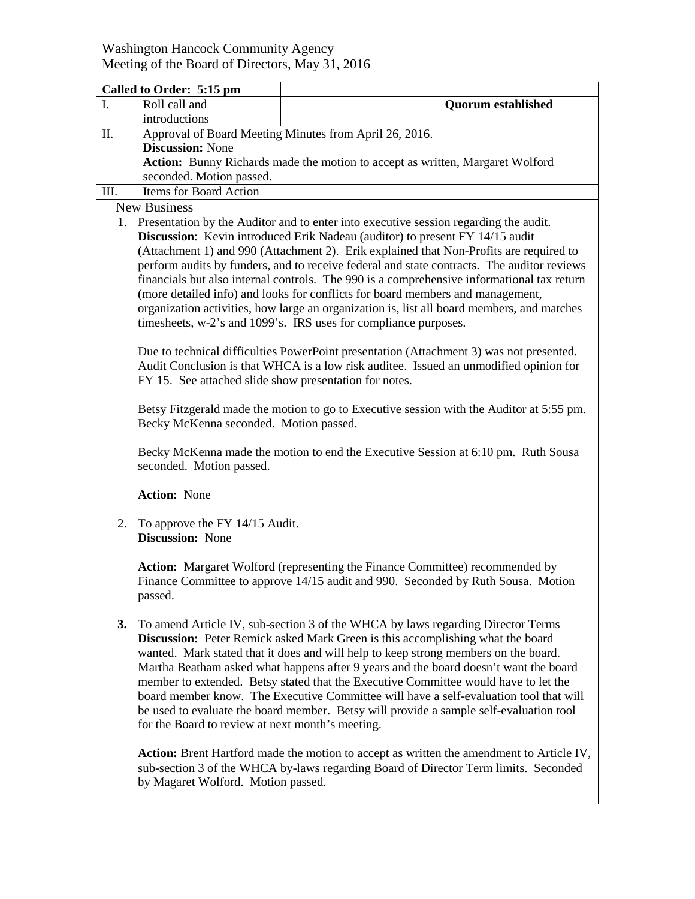Washington Hancock Community Agency
Meeting of the Board of Directors, May 31, 2016

| **Called to Order: 5:15 pm** | | |
|---|---|---|
| I. Roll call and introductions | | **Quorum established** |

II. Approval of Board Meeting Minutes from April 26, 2016.
**Discussion:** None
**Action:** Bunny Richards made the motion to accept as written, Margaret Wolford seconded. Motion passed.

III. Items for Board Action

New Business

1. Presentation by the Auditor and to enter into executive session regarding the audit.
   **Discussion**: Kevin introduced Erik Nadeau (auditor) to present FY 14/15 audit (Attachment 1) and 990 (Attachment 2). Erik explained that Non-Profits are required to perform audits by funders, and to receive federal and state contracts. The auditor reviews financials but also internal controls. The 990 is a comprehensive informational tax return (more detailed info) and looks for conflicts for board members and management, organization activities, how large an organization is, list all board members, and matches timesheets, w-2's and 1099's. IRS uses for compliance purposes.

   Due to technical difficulties PowerPoint presentation (Attachment 3) was not presented. Audit Conclusion is that WHCA is a low risk auditee. Issued an unmodified opinion for FY 15. See attached slide show presentation for notes.

   Betsy Fitzgerald made the motion to go to Executive session with the Auditor at 5:55 pm. Becky McKenna seconded. Motion passed.

   Becky McKenna made the motion to end the Executive Session at 6:10 pm. Ruth Sousa seconded. Motion passed.

   **Action:** None

2. To approve the FY 14/15 Audit.
   **Discussion:** None

   **Action:** Margaret Wolford (representing the Finance Committee) recommended by Finance Committee to approve 14/15 audit and 990. Seconded by Ruth Sousa. Motion passed.

3. To amend Article IV, sub-section 3 of the WHCA by laws regarding Director Terms
   **Discussion:** Peter Remick asked Mark Green is this accomplishing what the board wanted. Mark stated that it does and will help to keep strong members on the board. Martha Beatham asked what happens after 9 years and the board doesn't want the board member to extended. Betsy stated that the Executive Committee would have to let the board member know. The Executive Committee will have a self-evaluation tool that will be used to evaluate the board member. Betsy will provide a sample self-evaluation tool for the Board to review at next month's meeting.

   **Action:** Brent Hartford made the motion to accept as written the amendment to Article IV, sub-section 3 of the WHCA by-laws regarding Board of Director Term limits. Seconded by Magaret Wolford. Motion passed.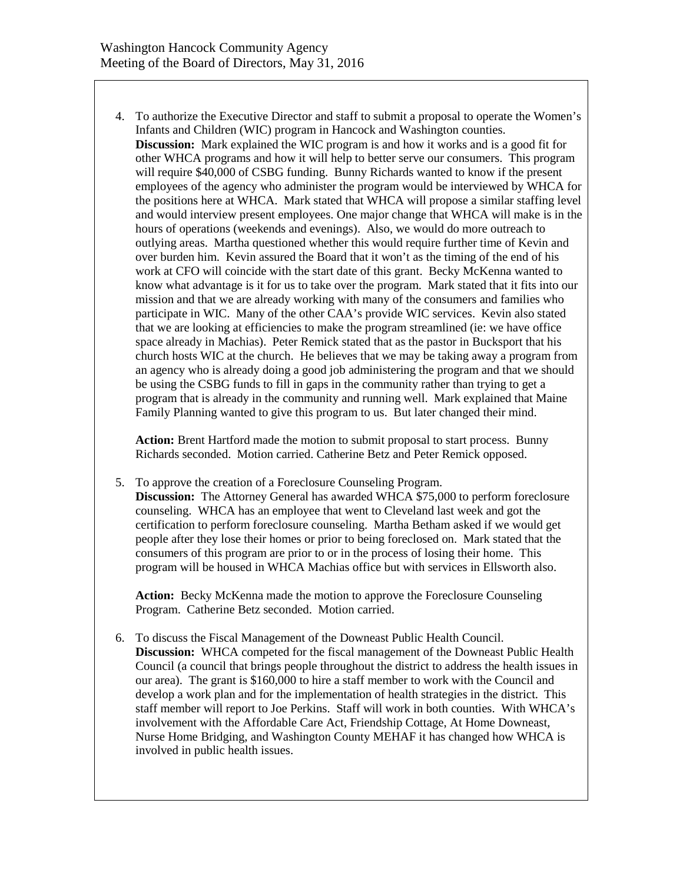4. To authorize the Executive Director and staff to submit a proposal to operate the Women's Infants and Children (WIC) program in Hancock and Washington counties.
   **Discussion:** Mark explained the WIC program is and how it works and is a good fit for other WHCA programs and how it will help to better serve our consumers. This program will require $40,000 of CSBG funding. Bunny Richards wanted to know if the present employees of the agency who administer the program would be interviewed by WHCA for the positions here at WHCA. Mark stated that WHCA will propose a similar staffing level and would interview present employees. One major change that WHCA will make is in the hours of operations (weekends and evenings). Also, we would do more outreach to outlying areas. Martha questioned whether this would require further time of Kevin and over burden him. Kevin assured the Board that it won't as the timing of the end of his work at CFO will coincide with the start date of this grant. Becky McKenna wanted to know what advantage is it for us to take over the program. Mark stated that it fits into our mission and that we are already working with many of the consumers and families who participate in WIC. Many of the other CAA's provide WIC services. Kevin also stated that we are looking at efficiencies to make the program streamlined (ie: we have office space already in Machias). Peter Remick stated that as the pastor in Bucksport that his church hosts WIC at the church. He believes that we may be taking away a program from an agency who is already doing a good job administering the program and that we should be using the CSBG funds to fill in gaps in the community rather than trying to get a program that is already in the community and running well. Mark explained that Maine Family Planning wanted to give this program to us. But later changed their mind.

   **Action:** Brent Hartford made the motion to submit proposal to start process. Bunny Richards seconded. Motion carried. Catherine Betz and Peter Remick opposed.

5. To approve the creation of a Foreclosure Counseling Program.
   **Discussion:** The Attorney General has awarded WHCA $75,000 to perform foreclosure counseling. WHCA has an employee that went to Cleveland last week and got the certification to perform foreclosure counseling. Martha Betham asked if we would get people after they lose their homes or prior to being foreclosed on. Mark stated that the consumers of this program are prior to or in the process of losing their home. This program will be housed in WHCA Machias office but with services in Ellsworth also.

   **Action:** Becky McKenna made the motion to approve the Foreclosure Counseling Program. Catherine Betz seconded. Motion carried.

6. To discuss the Fiscal Management of the Downeast Public Health Council.
   **Discussion:** WHCA competed for the fiscal management of the Downeast Public Health Council (a council that brings people throughout the district to address the health issues in our area). The grant is $160,000 to hire a staff member to work with the Council and develop a work plan and for the implementation of health strategies in the district. This staff member will report to Joe Perkins. Staff will work in both counties. With WHCA's involvement with the Affordable Care Act, Friendship Cottage, At Home Downeast, Nurse Home Bridging, and Washington County MEHAF it has changed how WHCA is involved in public health issues.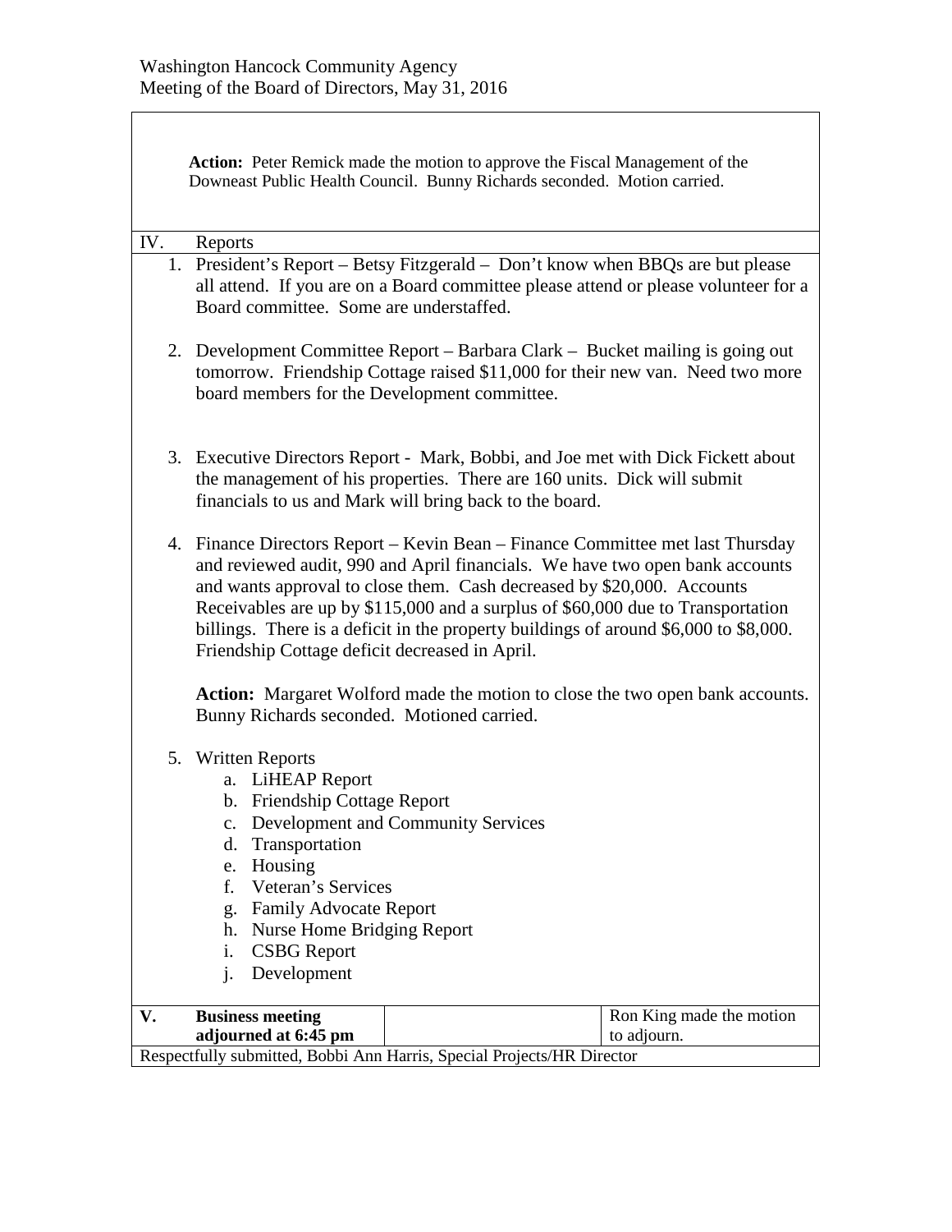**Action:** Peter Remick made the motion to approve the Fiscal Management of the Downeast Public Health Council. Bunny Richards seconded. Motion carried.

IV. Reports

1. President's Report – Betsy Fitzgerald – Don't know when BBQs are but please all attend. If you are on a Board committee please attend or please volunteer for a Board committee. Some are understaffed.

2. Development Committee Report – Barbara Clark – Bucket mailing is going out tomorrow. Friendship Cottage raised $11,000 for their new van. Need two more board members for the Development committee.

3. Executive Directors Report - Mark, Bobbi, and Joe met with Dick Fickett about the management of his properties. There are 160 units. Dick will submit financials to us and Mark will bring back to the board.

4. Finance Directors Report – Kevin Bean – Finance Committee met last Thursday and reviewed audit, 990 and April financials. We have two open bank accounts and wants approval to close them. Cash decreased by $20,000. Accounts Receivables are up by $115,000 and a surplus of $60,000 due to Transportation billings. There is a deficit in the property buildings of around $6,000 to $8,000. Friendship Cottage deficit decreased in April.

   **Action:** Margaret Wolford made the motion to close the two open bank accounts. Bunny Richards seconded. Motioned carried.

5. Written Reports
   a. LiHEAP Report
   b. Friendship Cottage Report
   c. Development and Community Services
   d. Transportation
   e. Housing
   f. Veteran's Services
   g. Family Advocate Report
   h. Nurse Home Bridging Report
   i. CSBG Report
   j. Development

| | | |
|---|---|---|
| **V. Business meeting adjourned at 6:45 pm** | | Ron King made the motion to adjourn. |

Respectfully submitted, Bobbi Ann Harris, Special Projects/HR Director